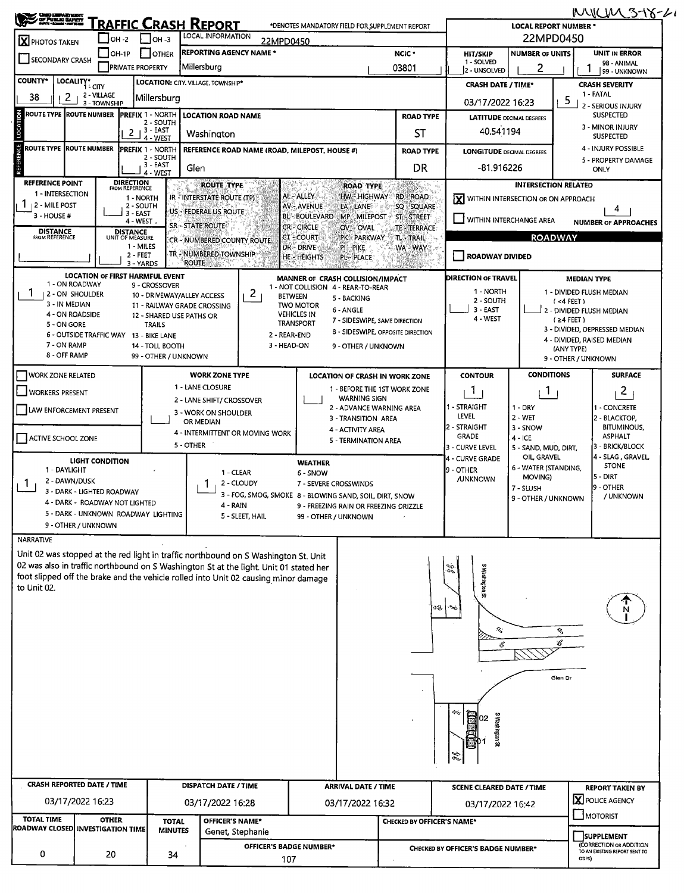MYCM 3-18-22

# TRAFFIC CRASH REPORT

*DENOTES MANDATORY FIELD FOR SUPPLEMENT REPORT

**LOCAL REPORT NUMBER *** 22MPD0450

- [X] PHOTOS TAKEN
- [ ] OH-2
- [ ] OH-3
- [ ] SECONDARY CRASH
- [ ] OH-1P
- [ ] OTHER
- [ ] PRIVATE PROPERTY

LOCAL INFORMATION: 22MPD0450

REPORTING AGENCY NAME *: Millersburg

NCIC *: 03801

HIT/SKIP: 2 (1 - SOLVED, 2 - UNSOLVED)

NUMBER OF UNITS: 2

UNIT IN ERROR: 1 (98 - ANIMAL, 99 - UNKNOWN)

COUNTY*: 38

LOCALITY*: 2 (1 - CITY, 2 - VILLAGE, 3 - TOWNSHIP)

LOCATION: CITY, VILLAGE, TOWNSHIP*: Millersburg

CRASH DATE / TIME*: 03/17/2022 16:23

CRASH SEVERITY: 5 (1 - FATAL, 2 - SERIOUS INJURY SUSPECTED, 3 - MINOR INJURY SUSPECTED, 4 - INJURY POSSIBLE, 5 - PROPERTY DAMAGE ONLY)

## LOCATION

| ROUTE TYPE | ROUTE NUMBER | PREFIX (1 - NORTH, 2 - SOUTH, 3 - EAST, 4 - WEST) | LOCATION ROAD NAME | ROAD TYPE |
|---|---|---|---|---|
| | | 2 | Washington | ST |

LATITUDE DECIMAL DEGREES: 40.541194

## REFERENCE

| ROUTE TYPE | ROUTE NUMBER | PREFIX (1 - NORTH, 2 - SOUTH, 3 - EAST, 4 - WEST) | REFERENCE ROAD NAME (ROAD, MILEPOST, HOUSE #) | ROAD TYPE |
|---|---|---|---|---|
| | | | Glen | DR |

LONGITUDE DECIMAL DEGREES: -81.916226

REFERENCE POINT: 1 (1 - INTERSECTION, 2 - MILE POST, 3 - HOUSE #)

DIRECTION FROM REFERENCE: (1 - NORTH, 2 - SOUTH, 3 - EAST, 4 - WEST)

DISTANCE FROM REFERENCE:

DISTANCE UNIT OF MEASURE: (1 - MILES, 2 - FEET, 3 - YARDS)

ROUTE TYPE: IR - INTERSTATE ROUTE (TP), US - FEDERAL US ROUTE, SR - STATE ROUTE, CR - NUMBERED COUNTY ROUTE, TR - NUMBERED TOWNSHIP ROUTE

ROAD TYPE: AL - ALLEY, AV - AVENUE, BL - BOULEVARD, CR - CIRCLE, CT - COURT, DR - DRIVE, HE - HEIGHTS, HW - HIGHWAY, LA - LANE, MP - MILEPOST, OV - OVAL, PK - PARKWAY, PI - PIKE, PL - PLACE, RD - ROAD, SQ - SQUARE, ST - STREET, TE - TERRACE, TL - TRAIL, WA - WAY

## INTERSECTION RELATED

- [X] WITHIN INTERSECTION OR ON APPROACH
- [ ] WITHIN INTERCHANGE AREA

NUMBER OF APPROACHES: 4

## ROADWAY

- [ ] ROADWAY DIVIDED

LOCATION OF FIRST HARMFUL EVENT: 1 (1 - ON ROADWAY, 2 - ON SHOULDER, 3 - IN MEDIAN, 4 - ON ROADSIDE, 5 - ON GORE, 6 - OUTSIDE TRAFFIC WAY, 7 - ON RAMP, 8 - OFF RAMP, 9 - CROSSOVER, 10 - DRIVEWAY/ALLEY ACCESS, 11 - RAILWAY GRADE CROSSING, 12 - SHARED USE PATHS OR TRAILS, 13 - BIKE LANE, 14 - TOLL BOOTH, 99 - OTHER / UNKNOWN)

MANNER OF CRASH COLLISION/IMPACT: 2 (1 - NOT COLLISION BETWEEN TWO MOTOR VEHICLES IN TRANSPORT, 2 - REAR-END, 3 - HEAD-ON, 4 - REAR-TO-REAR, 5 - BACKING, 6 - ANGLE, 7 - SIDESWIPE, SAME DIRECTION, 8 - SIDESWIPE, OPPOSITE DIRECTION, 9 - OTHER / UNKNOWN)

DIRECTION OF TRAVEL: (1 - NORTH, 2 - SOUTH, 3 - EAST, 4 - WEST)

MEDIAN TYPE: (1 - DIVIDED FLUSH MEDIAN (<4 FEET), 2 - DIVIDED FLUSH MEDIAN (≥4 FEET), 3 - DIVIDED, DEPRESSED MEDIAN, 4 - DIVIDED, RAISED MEDIAN (ANY TYPE), 9 - OTHER / UNKNOWN)

- [ ] WORK ZONE RELATED
- [ ] WORKERS PRESENT
- [ ] LAW ENFORCEMENT PRESENT
- [ ] ACTIVE SCHOOL ZONE

WORK ZONE TYPE: (1 - LANE CLOSURE, 2 - LANE SHIFT/ CROSSOVER, 3 - WORK ON SHOULDER OR MEDIAN, 4 - INTERMITTENT OR MOVING WORK, 5 - OTHER)

LOCATION OF CRASH IN WORK ZONE: (1 - BEFORE THE 1ST WORK ZONE WARNING SIGN, 2 - ADVANCE WARNING AREA, 3 - TRANSITION AREA, 4 - ACTIVITY AREA, 5 - TERMINATION AREA)

CONTOUR: 1 (1 - STRAIGHT LEVEL, 2 - STRAIGHT GRADE, 3 - CURVE LEVEL, 4 - CURVE GRADE, 9 - OTHER /UNKNOWN)

CONDITIONS: 1 (1 - DRY, 2 - WET, 3 - SNOW, 4 - ICE, 5 - SAND, MUD, DIRT, OIL, GRAVEL, 6 - WATER (STANDING, MOVING), 7 - SLUSH, 9 - OTHER / UNKNOWN)

SURFACE: 2 (1 - CONCRETE, 2 - BLACKTOP, BITUMINOUS, ASPHALT, 3 - BRICK/BLOCK, 4 - SLAG, GRAVEL, STONE, 5 - DIRT, 9 - OTHER / UNKNOWN)

LIGHT CONDITION: 1 (1 - DAYLIGHT, 2 - DAWN/DUSK, 3 - DARK - LIGHTED ROADWAY, 4 - DARK - ROADWAY NOT LIGHTED, 5 - DARK - UNKNOWN ROADWAY LIGHTING, 9 - OTHER / UNKNOWN)

WEATHER: 1 (1 - CLEAR, 2 - CLOUDY, 3 - FOG, SMOG, SMOKE, 4 - RAIN, 5 - SLEET, HAIL, 6 - SNOW, 7 - SEVERE CROSSWINDS, 8 - BLOWING SAND, SOIL, DIRT, SNOW, 9 - FREEZING RAIN OR FREEZING DRIZZLE, 99 - OTHER / UNKNOWN)

## NARRATIVE

Unit 02 was stopped at the red light in traffic northbound on S Washington St. Unit 02 was also in traffic northbound on S Washington St at the light. Unit 01 stated her foot slipped off the brake and the vehicle rolled into Unit 02 causing minor damage to Unit 02.

S Washington St | Glen Dr | 02 | 01 | N

| CRASH REPORTED DATE / TIME | DISPATCH DATE / TIME | ARRIVAL DATE / TIME | SCENE CLEARED DATE / TIME | REPORT TAKEN BY |
|---|---|---|---|---|
| 03/17/2022 16:23 | 03/17/2022 16:28 | 03/17/2022 16:32 | 03/17/2022 16:42 | [X] POLICE AGENCY [ ] MOTORIST |

| TOTAL TIME ROADWAY CLOSED | OTHER INVESTIGATION TIME | TOTAL MINUTES | OFFICER'S NAME* | CHECKED BY OFFICER'S NAME* | |
|---|---|---|---|---|---|
| 0 | 20 | 34 | Genet, Stephanie | | [ ] SUPPLEMENT (CORRECTION OR ADDITION TO AN EXISTING REPORT SENT TO ODPS) |
| | | | OFFICER'S BADGE NUMBER*: 107 | CHECKED BY OFFICER'S BADGE NUMBER*: | |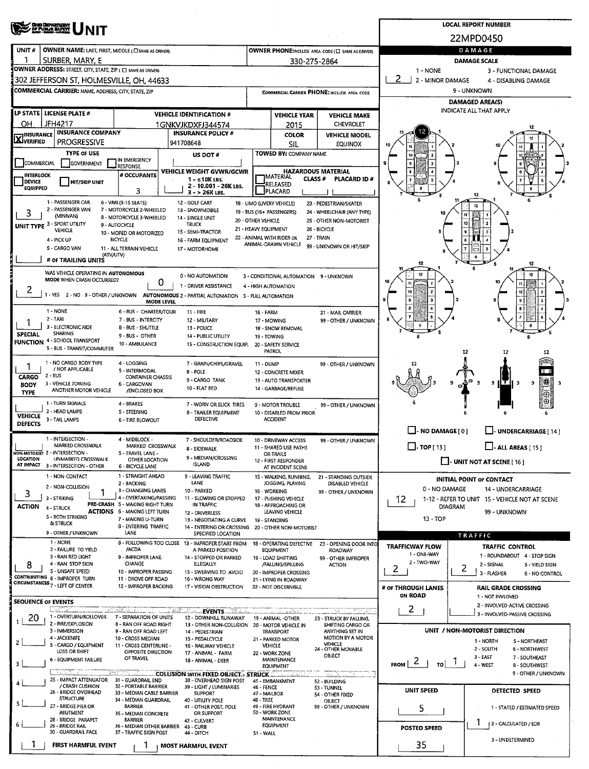# OHIO DEPARTMENT OF PUBLIC SAFETY UNIT

**LOCAL REPORT NUMBER:** 22MPD0450

| UNIT # | OWNER NAME: LAST, FIRST, MIDDLE (☐ SAME AS DRIVER) | OWNER PHONE: INCLUDE AREA CODE (☐ SAME AS DRIVER) |
|---|---|---|
| 1 | SURBER, MARY, E | 330-275-2864 |

**OWNER ADDRESS:** STREET, CITY, STATE, ZIP (☐ SAME AS DRIVER)
302 JEFFERSON ST, HOLMESVILLE, OH, 44633

**COMMERCIAL CARRIER:** NAME, ADDRESS, CITY, STATE, ZIP

**COMMERCIAL CARRIER PHONE:** INCLUDE AREA CODE

| LP STATE | LICENSE PLATE # | VEHICLE IDENTIFICATION # | VEHICLE YEAR | VEHICLE MAKE |
|---|---|---|---|---|
| OH | JFH4217 | 1GNKVJKDXFJ344574 | 2015 | CHEVROLET |

| INSURANCE | INSURANCE COMPANY | INSURANCE POLICY # | COLOR | VEHICLE MODEL |
|---|---|---|---|---|
| [X] VERIFIED | PROGRESSIVE | 941708648 | SIL | EQUINOX |

**TYPE OF USE:** ☐ COMMERCIAL ☐ GOVERNMENT ☐ IN EMERGENCY RESPONSE
**US DOT #:**
**TOWED BY:** COMPANY NAME
☐ INTERLOCK DEVICE EQUIPPED ☐ HIT/SKIP UNIT
**# OCCUPANTS:** 3
**VEHICLE WEIGHT GVWR/GCWR:** 1 - ≤10K LBS. 2 - 10.001 - 26K LBS. 3 - > 26K LBS.
**HAZARDOUS MATERIAL:** ☐ MATERIAL RELEASED ☐ PLACARD CLASS # PLACARD ID #

**UNIT TYPE:** 3
1 - PASSENGER CAR, 2 - PASSENGER VAN (MINIVAN), 3 - SPORT UTILITY VEHICLE, 4 - PICK UP, 5 - CARGO VAN, 6 - VAN (9-15 SEATS), 7 - MOTORCYCLE 2-WHEELED, 8 - MOTORCYCLE 3-WHEELED, 9 - AUTOCYCLE, 10 - MOPED OR MOTORIZED BICYCLE, 11 - ALL TERRAIN VEHICLE (ATV/UTV), 12 - GOLF CART, 13 - SNOWMOBILE, 14 - SINGLE UNIT TRUCK, 15 - SEMI-TRACTOR, 16 - FARM EQUIPMENT, 17 - MOTORHOME, 18 - LIMO (LIVERY VEHICLE), 19 - BUS (16+ PASSENGERS), 20 - OTHER VEHICLE, 21 - HEAVY EQUIPMENT, 22 - ANIMAL WITH RIDER OR ANIMAL-DRAWN VEHICLE, 23 - PEDESTRIAN/SKATER, 24 - WHEELCHAIR (ANY TYPE), 25 - OTHER NON-MOTORIST, 26 - BICYCLE, 27 - TRAIN, 99 - UNKNOWN OR HIT/SKIP

**# OF TRAILING UNITS:**

**WAS VEHICLE OPERATING IN AUTONOMOUS MODE WHEN CRASH OCCURRED?** 2
1 - YES 2 - NO 9 - OTHER / UNKNOWN

**AUTONOMOUS MODE LEVEL:** 0
0 - NO AUTOMATION, 1 - DRIVER ASSISTANCE, 2 - PARTIAL AUTOMATION, 3 - CONDITIONAL AUTOMATION, 4 - HIGH AUTOMATION, 5 - FULL AUTOMATION, 9 - UNKNOWN

**SPECIAL FUNCTION:** 1
1 - NONE, 2 - TAXI, 3 - ELECTRONIC RIDE SHARING, 4 - SCHOOL TRANSPORT, 5 - BUS - TRANSIT/COMMUTER, 6 - BUS - CHARTER/TOUR, 7 - BUS - INTERCITY, 8 - BUS - SHUTTLE, 9 - BUS - OTHER, 10 - AMBULANCE, 11 - FIRE, 12 - MILITARY, 13 - POLICE, 14 - PUBLIC UTILITY, 15 - CONSTRUCTION EQUIP., 16 - FARM, 17 - MOWING, 18 - SNOW REMOVAL, 19 - TOWING, 20 - SAFETY SERVICE PATROL, 21 - MAIL CARRIER, 99 - OTHER / UNKNOWN

**CARGO BODY TYPE:** 1
1 - NO CARGO BODY TYPE / NOT APPLICABLE, 2 - BUS, 3 - VEHICLE TOWING ANOTHER MOTOR VEHICLE, 4 - LOGGING, 5 - INTERMODAL CONTAINER CHASSIS, 6 - CARGOVAN /ENCLOSED BOX, 7 - GRAIN/CHIPS/GRAVEL, 8 - POLE, 9 - CARGO TANK, 10 - FLAT BED, 11 - DUMP, 12 - CONCRETE MIXER, 13 - AUTO TRANSPORTER, 14 - GARBAGE/REFUSE, 99 - OTHER / UNKNOWN

**VEHICLE DEFECTS:**
1 - TURN SIGNALS, 2 - HEAD LAMPS, 3 - TAIL LAMPS, 4 - BRAKES, 5 - STEERING, 6 - TIRE BLOWOUT, 7 - WORN OR SLICK TIRES, 8 - TRAILER EQUIPMENT DEFECTIVE, 9 - MOTOR TROUBLE, 10 - DISABLED FROM PRIOR ACCIDENT, 99 - OTHER / UNKNOWN

**NON-MOTORIST LOCATION AT IMPACT:**
1 - INTERSECTION - MARKED CROSSWALK, 2 - INTERSECTION - UNMARKED CROSSWALK, 3 - INTERSECTION - OTHER, 4 - MIDBLOCK - MARKED CROSSWALK, 5 - TRAVEL LANE - OTHER LOCATION, 6 - BICYCLE LANE, 7 - SHOULDER/ROADSIDE, 8 - SIDEWALK, 9 - MEDIAN/CROSSING ISLAND, 10 - DRIVEWAY ACCESS, 11 - SHARED USE PATHS OR TRAILS, 12 - FIRST RESPONDER AT INCIDENT SCENE, 99 - OTHER / UNKNOWN

**ACTION:** 3
1 - NON-CONTACT, 2 - NON-COLLISION, 3 - STRIKING, 4 - STRUCK, 5 - BOTH STRIKING & STRUCK, 9 - OTHER / UNKNOWN

**PRE-CRASH ACTIONS:** 1
1 - STRAIGHT AHEAD, 2 - BACKING, 3 - CHANGING LANES, 4 - OVERTAKING/PASSING, 5 - MAKING RIGHT TURN, 6 - MAKING LEFT TURN, 7 - MAKING U-TURN, 8 - ENTERING TRAFFIC LANE, 9 - LEAVING TRAFFIC LANE, 10 - PARKED, 11 - SLOWING OR STOPPED IN TRAFFIC, 12 - DRIVERLESS, 13 - NEGOTIATING A CURVE, 14 - ENTERING OR CROSSING SPECIFIED LOCATION, 15 - WALKING, RUNNING, JOGGING, PLAYING, 16 - WORKING, 17 - PUSHING VEHICLE, 18 - APPROACHING OR LEAVING VEHICLE, 19 - STANDING, 20 - OTHER NON-MOTORIST, 21 - STANDING OUTSIDE DISABLED VEHICLE, 99 - OTHER / UNKNOWN

**CONTRIBUTING CIRCUMSTANCES:** 8
1 - NONE, 2 - FAILURE TO YIELD, 3 - RAN RED LIGHT, 4 - RAN STOP SIGN, 5 - UNSAFE SPEED, 6 - IMPROPER TURN, 7 - LEFT OF CENTER, 8 - FOLLOWING TOO CLOSE /ACDA, 9 - IMPROPER LANE CHANGE, 10 - IMPROPER PASSING, 11 - DROVE OFF ROAD, 12 - IMPROPER BACKING, 13 - IMPROPER START FROM A PARKED POSITION, 14 - STOPPED OR PARKED ILLEGALLY, 15 - SWERVING TO AVOID, 16 - WRONG WAY, 17 - VISION OBSTRUCTION, 18 - OPERATING DEFECTIVE EQUIPMENT, 19 - LOAD SHIFTING /FALLING/SPILLING, 20 - IMPROPER CROSSING, 21 - LYING IN ROADWAY, 22 - NOT DISCERNIBLE, 23 - OPENING DOOR INTO ROADWAY, 99 - OTHER IMPROPER ACTION

## SEQUENCE OF EVENTS

| # | Event |
|---|---|
| 1 | 20 |
| 2 | |
| 3 | |
| 4 | |
| 5 | |
| 6 | |

**EVENTS:** 1 - OVERTURN/ROLLOVER, 2 - FIRE/EXPLOSION, 3 - IMMERSION, 4 - JACKKNIFE, 5 - CARGO / EQUIPMENT LOSS OR SHIFT, 6 - EQUIPMENT FAILURE, 7 - SEPARATION OF UNITS, 8 - RAN OFF ROAD RIGHT, 9 - RAN OFF ROAD LEFT, 10 - CROSS MEDIAN, 11 - CROSS CENTERLINE - OPPOSITE DIRECTION OF TRAVEL, 12 - DOWNHILL RUNAWAY, 13 - OTHER NON-COLLISION, 14 - PEDESTRIAN, 15 - PEDALCYCLE, 16 - RAILWAY VEHICLE, 17 - ANIMAL - FARM, 18 - ANIMAL - DEER, 19 - ANIMAL -OTHER, 20 - MOTOR VEHICLE IN TRANSPORT, 21 - PARKED MOTOR VEHICLE, 22 - WORK ZONE MAINTENANCE EQUIPMENT, 23 - STRUCK BY FALLING, SHIFTING CARGO OR ANYTHING SET IN MOTION BY A MOTOR VEHICLE, 24 - OTHER MOVABLE OBJECT

**COLLISION WITH FIXED OBJECT - STRUCK:** 25 - IMPACT ATTENUATOR / CRASH CUSHION, 26 - BRIDGE OVERHEAD STRUCTURE, 27 - BRIDGE PIER OR ABUTMENT, 28 - BRIDGE PARAPET, 29 - BRIDGE RAIL, 30 - GUARDRAIL FACE, 31 - GUARDRAIL END, 32 - PORTABLE BARRIER, 33 - MEDIAN CABLE BARRIER, 34 - MEDIAN GUARDRAIL BARRIER, 35 - MEDIAN CONCRETE BARRIER, 36 - MEDIAN OTHER BARRIER, 37 - TRAFFIC SIGN POST, 38 - OVERHEAD SIGN POST, 39 - LIGHT / LUMINARIES SUPPORT, 40 - UTILITY POLE, 41 - OTHER POST, POLE OR SUPPORT, 42 - CULVERT, 43 - CURB, 44 - DITCH, 45 - EMBANKMENT, 46 - FENCE, 47 - MAILBOX, 48 - TREE, 49 - FIRE HYDRANT, 50 - WORK ZONE MAINTENANCE EQUIPMENT, 51 - WALL, 52 - BUILDING, 53 - TUNNEL, 54 - OTHER FIXED OBJECT, 99 - OTHER / UNKNOWN

**FIRST HARMFUL EVENT:** 1
**MOST HARMFUL EVENT:** 1

## DAMAGE

**DAMAGE SCALE:** 2
1 - NONE, 2 - MINOR DAMAGE, 3 - FUNCTIONAL DAMAGE, 4 - DISABLING DAMAGE, 9 - UNKNOWN

**DAMAGED AREA(S):** INDICATE ALL THAT APPLY — 12

☐ - NO DAMAGE [0] ☐ - UNDERCARRIAGE [14]
☐ - TOP [13] ☐ - ALL AREAS [15]
☐ - UNIT NOT AT SCENE [16]

**INITIAL POINT OF CONTACT:** 12
0 - NO DAMAGE, 1-12 - REFER TO UNIT DIAGRAM, 13 - TOP, 14 - UNDERCARRIAGE, 15 - VEHICLE NOT AT SCENE, 99 - UNKNOWN

## TRAFFIC

**TRAFFICWAY FLOW:** 2
1 - ONE-WAY, 2 - TWO-WAY

**TRAFFIC CONTROL:** 2
1 - ROUNDABOUT, 2 - SIGNAL, 3 - FLASHER, 4 - STOP SIGN, 5 - YIELD SIGN, 6 - NO CONTROL

**# OF THROUGH LANES ON ROAD:** 2

**RAIL GRADE CROSSING:**
1 - NOT INVLOVED, 2 - INVOLVED-ACTIVE CROSSING, 3 - INVOLVED-PASSIVE CROSSING

**UNIT / NON-MOTORIST DIRECTION:** FROM 2 TO 1
1 - NORTH, 2 - SOUTH, 3 - EAST, 4 - WEST, 5 - NORTHEAST, 6 - NORTHWEST, 7 - SOUTHEAST, 8 - SOUTHWEST, 9 - OTHER / UNKNOWN

**UNIT SPEED:** 5
**POSTED SPEED:** 35

**DETECTED SPEED:** 1
1 - STATED / ESTIMATED SPEED, 2 - CALCULATED / EDR, 3 - UNDETERMINED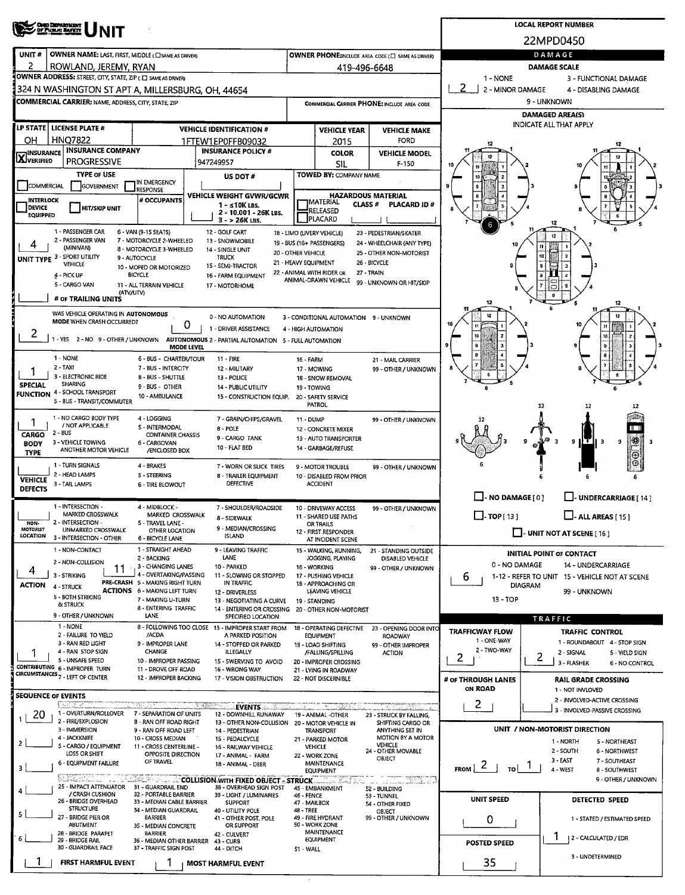# UNIT

**LOCAL REPORT NUMBER:** 22MPD0450

| UNIT # | OWNER NAME: LAST, FIRST, MIDDLE ( SAME AS DRIVER) | OWNER PHONE: INCLUDE AREA CODE ( SAME AS DRIVER) |
|---|---|---|
| 2 | ROWLAND, JEREMY, RYAN | 419-496-6648 |

**OWNER ADDRESS:** STREET, CITY, STATE, ZIP ( SAME AS DRIVER)
324 N WASHINGTON ST APT A, MILLERSBURG, OH, 44654

**COMMERCIAL CARRIER:** NAME, ADDRESS, CITY, STATE, ZIP

**COMMERCIAL CARRIER PHONE:** INCLUDE AREA CODE

| LP STATE | LICENSE PLATE # | VEHICLE IDENTIFICATION # | VEHICLE YEAR | VEHICLE MAKE |
|---|---|---|---|---|
| OH | HNQ7822 | 1FTEW1EP0FFB09032 | 2015 | FORD |

| INSURANCE VERIFIED | INSURANCE COMPANY | INSURANCE POLICY # | COLOR | VEHICLE MODEL |
|---|---|---|---|---|
| X | PROGRESSIVE | 947249957 | SIL | F-150 |

**TYPE OF USE:** COMMERCIAL / GOVERNMENT / IN EMERGENCY RESPONSE

**US DOT #:**

**TOWED BY:** COMPANY NAME

**INTERLOCK DEVICE EQUIPPED** / **HIT/SKIP UNIT** / **# OCCUPANTS**

**VEHICLE WEIGHT GVWR/GCWR:** 1 - ≤10K LBS. 2 - 10.001 - 26K LBS. 3 - > 26K LBS.

**HAZARDOUS MATERIAL:** MATERIAL RELEASED / PLACARD — CLASS # — PLACARD ID #

**UNIT TYPE:** 4
1 - PASSENGER CAR; 2 - PASSENGER VAN (MINIVAN); 3 - SPORT UTILITY VEHICLE; 4 - PICK UP; 5 - CARGO VAN; 6 - VAN (9-15 SEATS); 7 - MOTORCYCLE 2-WHEELED; 8 - MOTORCYCLE 3-WHEELED; 9 - AUTOCYCLE; 10 - MOPED OR MOTORIZED BICYCLE; 11 - ALL TERRAIN VEHICLE (ATV/UTV); 12 - GOLF CART; 13 - SNOWMOBILE; 14 - SINGLE UNIT TRUCK; 15 - SEMI-TRACTOR; 16 - FARM EQUIPMENT; 17 - MOTORHOME; 18 - LIMO (LIVERY VEHICLE); 19 - BUS (16+ PASSENGERS); 20 - OTHER VEHICLE; 21 - HEAVY EQUIPMENT; 22 - ANIMAL WITH RIDER OR ANIMAL-DRAWN VEHICLE; 23 - PEDESTRIAN/SKATER; 24 - WHEELCHAIR (ANY TYPE); 25 - OTHER NON-MOTORIST; 26 - BICYCLE; 27 - TRAIN; 99 - UNKNOWN OR HIT/SKIP

**# OF TRAILING UNITS:**

**WAS VEHICLE OPERATING IN AUTONOMOUS MODE WHEN CRASH OCCURRED?** 2
1 - YES 2 - NO 9 - OTHER / UNKNOWN

**AUTONOMOUS MODE LEVEL:** 0
0 - NO AUTOMATION; 1 - DRIVER ASSISTANCE; 2 - PARTIAL AUTOMATION; 3 - CONDITIONAL AUTOMATION; 4 - HIGH AUTOMATION; 5 - FULL AUTOMATION; 9 - UNKNOWN

**SPECIAL FUNCTION:** 1
1 - NONE; 2 - TAXI; 3 - ELECTRONIC RIDE SHARING; 4 - SCHOOL TRANSPORT; 5 - BUS - TRANSIT/COMMUTER; 6 - BUS - CHARTER/TOUR; 7 - BUS - INTERCITY; 8 - BUS - SHUTTLE; 9 - BUS - OTHER; 10 - AMBULANCE; 11 - FIRE; 12 - MILITARY; 13 - POLICE; 14 - PUBLIC UTILITY; 15 - CONSTRUCTION EQUIP.; 16 - FARM; 17 - MOWING; 18 - SNOW REMOVAL; 19 - TOWING; 20 - SAFETY SERVICE PATROL; 21 - MAIL CARRIER; 99 - OTHER / UNKNOWN

**CARGO BODY TYPE:** 1
1 - NO CARGO BODY TYPE / NOT APPLICABLE; 2 - BUS; 3 - VEHICLE TOWING ANOTHER MOTOR VEHICLE; 4 - LOGGING; 5 - INTERMODAL CONTAINER CHASSIS; 6 - CARGOVAN /ENCLOSED BOX; 7 - GRAIN/CHIPS/GRAVEL; 8 - POLE; 9 - CARGO TANK; 10 - FLAT BED; 11 - DUMP; 12 - CONCRETE MIXER; 13 - AUTO TRANSPORTER; 14 - GARBAGE/REFUSE; 99 - OTHER / UNKNOWN

**VEHICLE DEFECTS:**
1 - TURN SIGNALS; 2 - HEAD LAMPS; 3 - TAIL LAMPS; 4 - BRAKES; 5 - STEERING; 6 - TIRE BLOWOUT; 7 - WORN OR SLICK TIRES; 8 - TRAILER EQUIPMENT DEFECTIVE; 9 - MOTOR TROUBLE; 10 - DISABLED FROM PRIOR ACCIDENT; 99 - OTHER / UNKNOWN

**NON-MOTORIST LOCATION:**
1 - INTERSECTION - MARKED CROSSWALK; 2 - INTERSECTION - UNMARKED CROSSWALK; 3 - INTERSECTION - OTHER; 4 - MIDBLOCK - MARKED CROSSWALK; 5 - TRAVEL LANE - OTHER LOCATION; 6 - BICYCLE LANE; 7 - SHOULDER/ROADSIDE; 8 - SIDEWALK; 9 - MEDIAN/CROSSING ISLAND; 10 - DRIVEWAY ACCESS; 11 - SHARED USE PATHS OR TRAILS; 12 - FIRST RESPONDER AT INCIDENT SCENE; 99 - OTHER / UNKNOWN

**ACTION:** 4
1 - NON-CONTACT; 2 - NON-COLLISION; 3 - STRIKING; 4 - STRUCK; 5 - BOTH STRIKING & STRUCK; 9 - OTHER / UNKNOWN

**PRE-CRASH ACTIONS:** 11
1 - STRAIGHT AHEAD; 2 - BACKING; 3 - CHANGING LANES; 4 - OVERTAKING/PASSING; 5 - MAKING RIGHT TURN; 6 - MAKING LEFT TURN; 7 - MAKING U-TURN; 8 - ENTERING TRAFFIC LANE; 9 - LEAVING TRAFFIC LANE; 10 - PARKED; 11 - SLOWING OR STOPPED IN TRAFFIC; 12 - DRIVERLESS; 13 - NEGOTIATING A CURVE; 14 - ENTERING OR CROSSING SPECIFIED LOCATION; 15 - WALKING, RUNNING, JOGGING, PLAYING; 16 - WORKING; 17 - PUSHING VEHICLE; 18 - APPROACHING OR LEAVING VEHICLE; 19 - STANDING; 20 - OTHER NON-MOTORIST; 21 - STANDING OUTSIDE DISABLED VEHICLE; 99 - OTHER / UNKNOWN

**CONTRIBUTING CIRCUMSTANCES:** 1
1 - NONE; 2 - FAILURE TO YIELD; 3 - RAN RED LIGHT; 4 - RAN STOP SIGN; 5 - UNSAFE SPEED; 6 - IMPROPER TURN; 7 - LEFT OF CENTER; 8 - FOLLOWING TOO CLOSE /ACDA; 9 - IMPROPER LANE CHANGE; 10 - IMPROPER PASSING; 11 - DROVE OFF ROAD; 12 - IMPROPER BACKING; 13 - IMPROPER START FROM A PARKED POSITION; 14 - STOPPED OR PARKED ILLEGALLY; 15 - SWERVING TO AVOID; 16 - WRONG WAY; 17 - VISION OBSTRUCTION; 18 - OPERATING DEFECTIVE EQUIPMENT; 19 - LOAD SHIFTING /FALLING/SPILLING; 20 - IMPROPER CROSSING; 21 - LYING IN ROADWAY; 22 - NOT DISCERNIBLE; 23 - OPENING DOOR INTO ROADWAY; 99 - OTHER IMPROPER ACTION

**SEQUENCE OF EVENTS:**
1: 20
2:
3:
4:
5:
6:

**EVENTS:** 1 - OVERTURN/ROLLOVER; 2 - FIRE/EXPLOSION; 3 - IMMERSION; 4 - JACKKNIFE; 5 - CARGO / EQUIPMENT LOSS OR SHIFT; 6 - EQUIPMENT FAILURE; 7 - SEPARATION OF UNITS; 8 - RAN OFF ROAD RIGHT; 9 - RAN OFF ROAD LEFT; 10 - CROSS MEDIAN; 11 - CROSS CENTERLINE - OPPOSITE DIRECTION OF TRAVEL; 12 - DOWNHILL RUNAWAY; 13 - OTHER NON-COLLISION; 14 - PEDESTRIAN; 15 - PEDALCYCLE; 16 - RAILWAY VEHICLE; 17 - ANIMAL - FARM; 18 - ANIMAL - DEER; 19 - ANIMAL -OTHER; 20 - MOTOR VEHICLE IN TRANSPORT; 21 - PARKED MOTOR VEHICLE; 22 - WORK ZONE MAINTENANCE EQUIPMENT; 23 - STRUCK BY FALLING, SHIFTING CARGO OR ANYTHING SET IN MOTION BY A MOTOR VEHICLE; 24 - OTHER MOVABLE OBJECT

**COLLISION WITH FIXED OBJECT - STRUCK:** 25 - IMPACT ATTENUATOR / CRASH CUSHION; 26 - BRIDGE OVERHEAD STRUCTURE; 27 - BRIDGE PIER OR ABUTMENT; 28 - BRIDGE PARAPET; 29 - BRIDGE RAIL; 30 - GUARDRAIL FACE; 31 - GUARDRAIL END; 32 - PORTABLE BARRIER; 33 - MEDIAN CABLE BARRIER; 34 - MEDIAN GUARDRAIL BARRIER; 35 - MEDIAN CONCRETE BARRIER; 36 - MEDIAN OTHER BARRIER; 37 - TRAFFIC SIGN POST; 38 - OVERHEAD SIGN POST; 39 - LIGHT / LUMINARIES SUPPORT; 40 - UTILITY POLE; 41 - OTHER POST, POLE OR SUPPORT; 42 - CULVERT; 43 - CURB; 44 - DITCH; 45 - EMBANKMENT; 46 - FENCE; 47 - MAILBOX; 48 - TREE; 49 - FIRE HYDRANT; 50 - WORK ZONE MAINTENANCE EQUIPMENT; 51 - WALL; 52 - BUILDING; 53 - TUNNEL; 54 - OTHER FIXED OBJECT; 99 - OTHER / UNKNOWN

**FIRST HARMFUL EVENT:** 1
**MOST HARMFUL EVENT:** 1

## DAMAGE

**DAMAGE SCALE:** 2
1 - NONE; 2 - MINOR DAMAGE; 3 - FUNCTIONAL DAMAGE; 4 - DISABLING DAMAGE; 9 - UNKNOWN

**DAMAGED AREA(S)** — INDICATE ALL THAT APPLY: 6

- NO DAMAGE [ 0 ]
- UNDERCARRIAGE [ 14 ]
- TOP [ 13 ]
- ALL AREAS [ 15 ]
- UNIT NOT AT SCENE [ 16 ]

**INITIAL POINT OF CONTACT:** 6
0 - NO DAMAGE; 1-12 - REFER TO UNIT DIAGRAM; 13 - TOP; 14 - UNDERCARRIAGE; 15 - VEHICLE NOT AT SCENE; 99 - UNKNOWN

## TRAFFIC

**TRAFFICWAY FLOW:** 2
1 - ONE-WAY; 2 - TWO-WAY

**TRAFFIC CONTROL:** 2
1 - ROUNDABOUT; 2 - SIGNAL; 3 - FLASHER; 4 - STOP SIGN; 5 - YIELD SIGN; 6 - NO CONTROL

**# OF THROUGH LANES ON ROAD:** 2

**RAIL GRADE CROSSING:**
1 - NOT INVLOVED; 2 - INVOLVED-ACTIVE CROSSING; 3 - INVOLVED-PASSIVE CROSSING

**UNIT / NON-MOTORIST DIRECTION:** FROM 2 TO 1
1 - NORTH; 2 - SOUTH; 3 - EAST; 4 - WEST; 5 - NORTHEAST; 6 - NORTHWEST; 7 - SOUTHEAST; 8 - SOUTHWEST; 9 - OTHER / UNKNOWN

**UNIT SPEED:** 0

**POSTED SPEED:** 35

**DETECTED SPEED:** 1
1 - STATED / ESTIMATED SPEED; 2 - CALCULATED / EDR; 3 - UNDETERMINED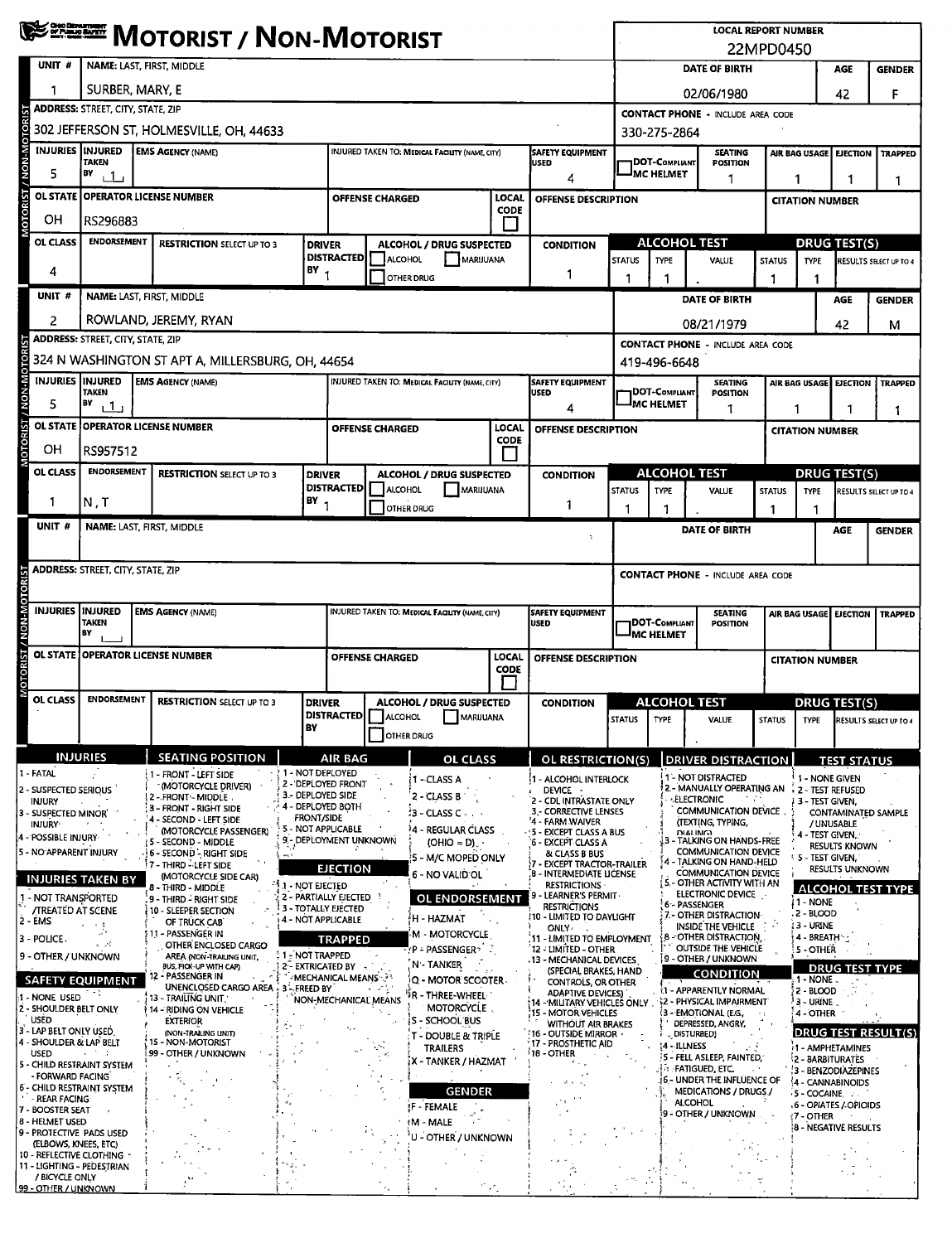# MOTORIST / NON-MOTORIST

**LOCAL REPORT NUMBER:** 22MPD0450

## Unit 1

| UNIT # | NAME: LAST, FIRST, MIDDLE | DATE OF BIRTH | AGE | GENDER |
|---|---|---|---|---|
| 1 | SURBER, MARY, E | 02/06/1980 | 42 | F |

| ADDRESS: STREET, CITY, STATE, ZIP | CONTACT PHONE - INCLUDE AREA CODE |
|---|---|
| 302 JEFFERSON ST, HOLMESVILLE, OH, 44633 | 330-275-2864 |

| INJURIES | INJURED TAKEN BY | EMS AGENCY (NAME) | INJURED TAKEN TO: MEDICAL FACILITY (NAME, CITY) | SAFETY EQUIPMENT USED | DOT-COMPLIANT MC HELMET | SEATING POSITION | AIR BAG USAGE | EJECTION | TRAPPED |
|---|---|---|---|---|---|---|---|---|---|
| 5 | 1 | | | 4 | | 1 | 1 | 1 | 1 |

| OL STATE | OPERATOR LICENSE NUMBER | OFFENSE CHARGED | LOCAL CODE | OFFENSE DESCRIPTION | CITATION NUMBER |
|---|---|---|---|---|---|
| OH | RS296883 | | | | |

| OL CLASS | ENDORSEMENT | RESTRICTION SELECT UP TO 3 | DRIVER DISTRACTED BY | ALCOHOL / DRUG SUSPECTED | CONDITION | ALCOHOL TEST STATUS | ALCOHOL TEST TYPE | ALCOHOL TEST VALUE | DRUG TEST STATUS | DRUG TEST TYPE | RESULTS SELECT UP TO 4 |
|---|---|---|---|---|---|---|---|---|---|---|---|
| 4 | | | 1 | | 1 | 1 | 1 | | 1 | 1 | |

## Unit 2

| UNIT # | NAME: LAST, FIRST, MIDDLE | DATE OF BIRTH | AGE | GENDER |
|---|---|---|---|---|
| 2 | ROWLAND, JEREMY, RYAN | 08/21/1979 | 42 | M |

| ADDRESS: STREET, CITY, STATE, ZIP | CONTACT PHONE - INCLUDE AREA CODE |
|---|---|
| 324 N WASHINGTON ST APT A, MILLERSBURG, OH, 44654 | 419-496-6648 |

| INJURIES | INJURED TAKEN BY | EMS AGENCY (NAME) | INJURED TAKEN TO: MEDICAL FACILITY (NAME, CITY) | SAFETY EQUIPMENT USED | DOT-COMPLIANT MC HELMET | SEATING POSITION | AIR BAG USAGE | EJECTION | TRAPPED |
|---|---|---|---|---|---|---|---|---|---|
| 5 | 1 | | | 4 | | 1 | 1 | 1 | 1 |

| OL STATE | OPERATOR LICENSE NUMBER | OFFENSE CHARGED | LOCAL CODE | OFFENSE DESCRIPTION | CITATION NUMBER |
|---|---|---|---|---|---|
| OH | RS957512 | | | | |

| OL CLASS | ENDORSEMENT | RESTRICTION SELECT UP TO 3 | DRIVER DISTRACTED BY | ALCOHOL / DRUG SUSPECTED | CONDITION | ALCOHOL TEST STATUS | ALCOHOL TEST TYPE | ALCOHOL TEST VALUE | DRUG TEST STATUS | DRUG TEST TYPE | RESULTS SELECT UP TO 4 |
|---|---|---|---|---|---|---|---|---|---|---|---|
| 1 | N, T | | 1 | | 1 | 1 | 1 | | 1 | 1 | |

## Unit (blank)

| UNIT # | NAME: LAST, FIRST, MIDDLE | DATE OF BIRTH | AGE | GENDER |
|---|---|---|---|---|
| | | | | |

| ADDRESS: STREET, CITY, STATE, ZIP | CONTACT PHONE - INCLUDE AREA CODE |
|---|---|
| | |

| INJURIES | INJURED TAKEN BY | EMS AGENCY (NAME) | INJURED TAKEN TO: MEDICAL FACILITY (NAME, CITY) | SAFETY EQUIPMENT USED | DOT-COMPLIANT MC HELMET | SEATING POSITION | AIR BAG USAGE | EJECTION | TRAPPED |
|---|---|---|---|---|---|---|---|---|---|
| | | | | | | | | | |

| OL STATE | OPERATOR LICENSE NUMBER | OFFENSE CHARGED | LOCAL CODE | OFFENSE DESCRIPTION | CITATION NUMBER |
|---|---|---|---|---|---|
| | | | | | |

| OL CLASS | ENDORSEMENT | RESTRICTION SELECT UP TO 3 | DRIVER DISTRACTED BY | ALCOHOL / DRUG SUSPECTED | CONDITION | ALCOHOL TEST STATUS | ALCOHOL TEST TYPE | ALCOHOL TEST VALUE | DRUG TEST STATUS | DRUG TEST TYPE | RESULTS SELECT UP TO 4 |
|---|---|---|---|---|---|---|---|---|---|---|---|
| | | | | | | | | | | | |

## Codes

**INJURIES**
1 - FATAL
2 - SUSPECTED SERIOUS INJURY
3 - SUSPECTED MINOR INJURY
4 - POSSIBLE INJURY
5 - NO APPARENT INJURY

**INJURIES TAKEN BY**
1 - NOT TRANSPORTED /TREATED AT SCENE
2 - EMS
3 - POLICE
9 - OTHER / UNKNOWN

**SAFETY EQUIPMENT**
1 - NONE USED
2 - SHOULDER BELT ONLY USED
3 - LAP BELT ONLY USED
4 - SHOULDER & LAP BELT USED
5 - CHILD RESTRAINT SYSTEM - FORWARD FACING
6 - CHILD RESTRAINT SYSTEM - REAR FACING
7 - BOOSTER SEAT
8 - HELMET USED
9 - PROTECTIVE PADS USED (ELBOWS, KNEES, ETC)
10 - REFLECTIVE CLOTHING
11 - LIGHTING - PEDESTRIAN / BICYCLE ONLY
99 - OTHER / UNKNOWN

**SEATING POSITION**
1 - FRONT - LEFT SIDE (MOTORCYCLE DRIVER)
2 - FRONT - MIDDLE
3 - FRONT - RIGHT SIDE
4 - SECOND - LEFT SIDE (MOTORCYCLE PASSENGER)
5 - SECOND - MIDDLE
6 - SECOND - RIGHT SIDE
7 - THIRD - LEFT SIDE (MOTORCYCLE SIDE CAR)
8 - THIRD - MIDDLE
9 - THIRD - RIGHT SIDE
10 - SLEEPER SECTION OF TRUCK CAB
11 - PASSENGER IN OTHER ENCLOSED CARGO AREA (NON-TRAILING UNIT, BUS, PICK-UP WITH CAP)
12 - PASSENGER IN UNENCLOSED CARGO AREA
13 - TRAILING UNIT
14 - RIDING ON VEHICLE EXTERIOR (NON-TRAILING UNIT)
15 - NON-MOTORIST
99 - OTHER / UNKNOWN

**AIR BAG**
1 - NOT DEPLOYED
2 - DEPLOYED FRONT
3 - DEPLOYED SIDE
4 - DEPLOYED BOTH FRONT/SIDE
5 - NOT APPLICABLE
9 - DEPLOYMENT UNKNOWN

**EJECTION**
1 - NOT EJECTED
2 - PARTIALLY EJECTED
3 - TOTALLY EJECTED
4 - NOT APPLICABLE

**TRAPPED**
1 - NOT TRAPPED
2 - EXTRICATED BY MECHANICAL MEANS
3 - FREED BY NON-MECHANICAL MEANS

**OL CLASS**
1 - CLASS A
2 - CLASS B
3 - CLASS C
4 - REGULAR CLASS (OHIO = D)
5 - M/C MOPED ONLY
6 - NO VALID OL

**OL ENDORSEMENT**
H - HAZMAT
M - MOTORCYCLE
P - PASSENGER
N - TANKER
Q - MOTOR SCOOTER
R - THREE-WHEEL MOTORCYCLE
S - SCHOOL BUS
T - DOUBLE & TRIPLE TRAILERS
X - TANKER / HAZMAT

**GENDER**
F - FEMALE
M - MALE
U - OTHER / UNKNOWN

**OL RESTRICTION(S)**
1 - ALCOHOL INTERLOCK DEVICE
2 - CDL INTRASTATE ONLY
3 - CORRECTIVE LENSES
4 - FARM WAIVER
5 - EXCEPT CLASS A BUS
6 - EXCEPT CLASS A & CLASS B BUS
7 - EXCEPT TRACTOR-TRAILER
8 - INTERMEDIATE LICENSE RESTRICTIONS
9 - LEARNER'S PERMIT RESTRICTIONS
10 - LIMITED TO DAYLIGHT ONLY
11 - LIMITED TO EMPLOYMENT
12 - LIMITED - OTHER
13 - MECHANICAL DEVICES (SPECIAL BRAKES, HAND CONTROLS, OR OTHER ADAPTIVE DEVICES)
14 - MILITARY VEHICLES ONLY
15 - MOTOR VEHICLES WITHOUT AIR BRAKES
16 - OUTSIDE MIRROR
17 - PROSTHETIC AID
18 - OTHER

**DRIVER DISTRACTION**
1 - NOT DISTRACTED
2 - MANUALLY OPERATING AN ELECTRONIC COMMUNICATION DEVICE (TEXTING, TYPING, DIALING)
3 - TALKING ON HANDS-FREE COMMUNICATION DEVICE
4 - TALKING ON HAND-HELD COMMUNICATION DEVICE
5 - OTHER ACTIVITY WITH AN ELECTRONIC DEVICE
6 - PASSENGER
7 - OTHER DISTRACTION INSIDE THE VEHICLE
8 - OTHER DISTRACTION OUTSIDE THE VEHICLE
9 - OTHER / UNKNOWN

**CONDITION**
1 - APPARENTLY NORMAL
2 - PHYSICAL IMPAIRMENT
3 - EMOTIONAL (E.G., DEPRESSED, ANGRY, DISTURBED)
4 - ILLNESS
5 - FELL ASLEEP, FAINTED, FATIGUED, ETC.
6 - UNDER THE INFLUENCE OF MEDICATIONS / DRUGS / ALCOHOL
9 - OTHER / UNKNOWN

**TEST STATUS**
1 - NONE GIVEN
2 - TEST REFUSED
3 - TEST GIVEN, CONTAMINATED SAMPLE / UNUSABLE
4 - TEST GIVEN, RESULTS KNOWN
5 - TEST GIVEN, RESULTS UNKNOWN

**ALCOHOL TEST TYPE**
1 - NONE
2 - BLOOD
3 - URINE
4 - BREATH
5 - OTHER

**DRUG TEST TYPE**
1 - NONE
2 - BLOOD
3 - URINE
4 - OTHER

**DRUG TEST RESULT(S)**
1 - AMPHETAMINES
2 - BARBITURATES
3 - BENZODIAZEPINES
4 - CANNABINOIDS
5 - COCAINE
6 - OPIATES / OPIOIDS
7 - OTHER
8 - NEGATIVE RESULTS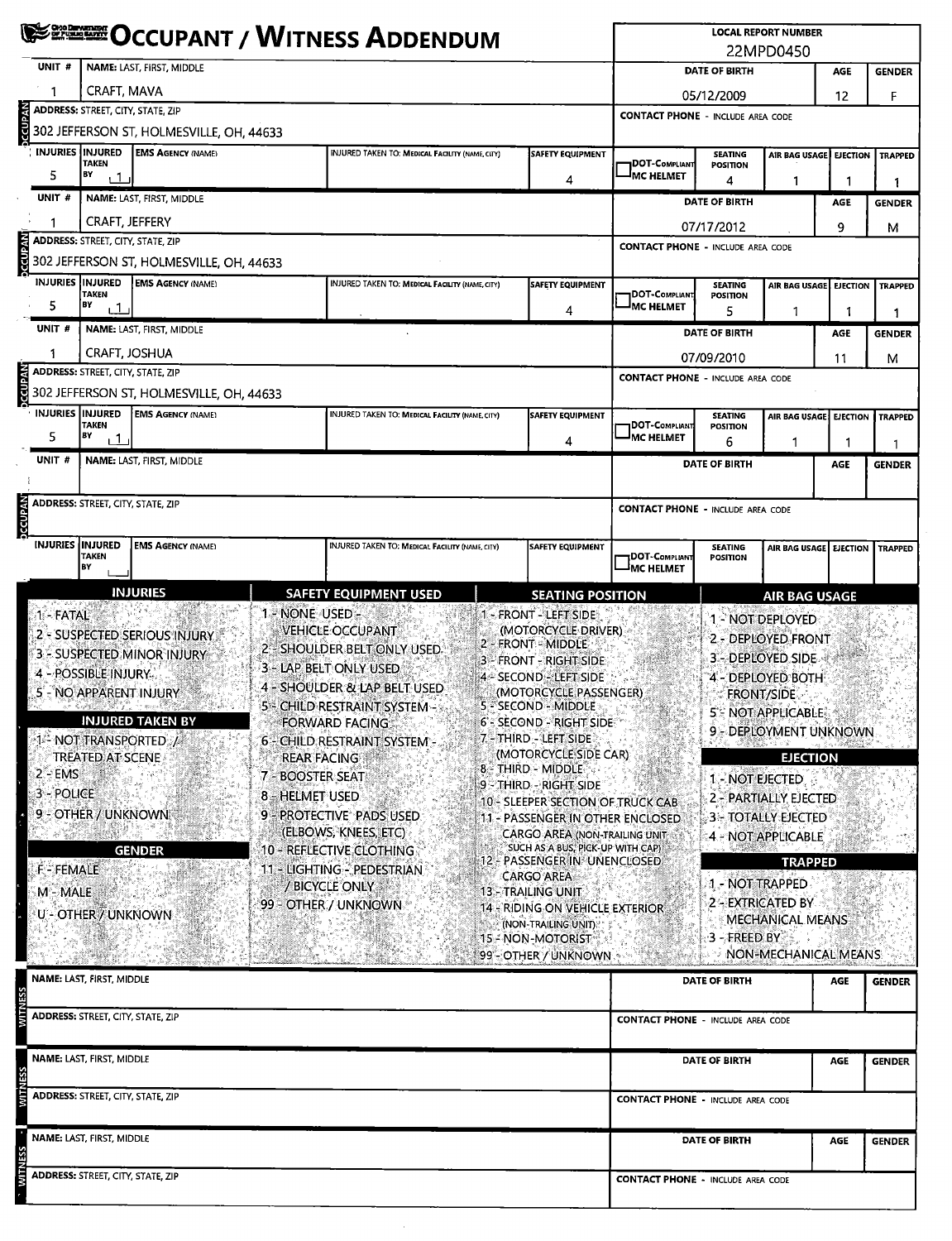# OCCUPANT / WITNESS ADDENDUM

**LOCAL REPORT NUMBER:** 22MPD0450

## OCCUPANT

| UNIT # | NAME: LAST, FIRST, MIDDLE | DATE OF BIRTH | AGE | GENDER |
|---|---|---|---|---|
| 1 | CRAFT, MAVA | 05/12/2009 | 12 | F |

**ADDRESS: STREET, CITY, STATE, ZIP:** 302 JEFFERSON ST, HOLMESVILLE, OH, 44633

**CONTACT PHONE - INCLUDE AREA CODE:**

| INJURIES | INJURED TAKEN BY | EMS AGENCY (NAME) | INJURED TAKEN TO: MEDICAL FACILITY (NAME, CITY) | SAFETY EQUIPMENT | DOT-COMPLIANT MC HELMET | SEATING POSITION | AIR BAG USAGE | EJECTION | TRAPPED |
|---|---|---|---|---|---|---|---|---|---|
| 5 | 1 | | | 4 | | 4 | 1 | 1 | 1 |

## OCCUPANT

| UNIT # | NAME: LAST, FIRST, MIDDLE | DATE OF BIRTH | AGE | GENDER |
|---|---|---|---|---|
| 1 | CRAFT, JEFFERY | 07/17/2012 | 9 | M |

**ADDRESS: STREET, CITY, STATE, ZIP:** 302 JEFFERSON ST, HOLMESVILLE, OH, 44633

**CONTACT PHONE - INCLUDE AREA CODE:**

| INJURIES | INJURED TAKEN BY | EMS AGENCY (NAME) | INJURED TAKEN TO: MEDICAL FACILITY (NAME, CITY) | SAFETY EQUIPMENT | DOT-COMPLIANT MC HELMET | SEATING POSITION | AIR BAG USAGE | EJECTION | TRAPPED |
|---|---|---|---|---|---|---|---|---|---|
| 5 | 1 | | | 4 | | 5 | 1 | 1 | 1 |

## OCCUPANT

| UNIT # | NAME: LAST, FIRST, MIDDLE | DATE OF BIRTH | AGE | GENDER |
|---|---|---|---|---|
| 1 | CRAFT, JOSHUA | 07/09/2010 | 11 | M |

**ADDRESS: STREET, CITY, STATE, ZIP:** 302 JEFFERSON ST, HOLMESVILLE, OH, 44633

**CONTACT PHONE - INCLUDE AREA CODE:**

| INJURIES | INJURED TAKEN BY | EMS AGENCY (NAME) | INJURED TAKEN TO: MEDICAL FACILITY (NAME, CITY) | SAFETY EQUIPMENT | DOT-COMPLIANT MC HELMET | SEATING POSITION | AIR BAG USAGE | EJECTION | TRAPPED |
|---|---|---|---|---|---|---|---|---|---|
| 5 | 1 | | | 4 | | 6 | 1 | 1 | 1 |

## OCCUPANT

| UNIT # | NAME: LAST, FIRST, MIDDLE | DATE OF BIRTH | AGE | GENDER |
|---|---|---|---|---|
| | | | | |

**ADDRESS: STREET, CITY, STATE, ZIP:**

**CONTACT PHONE - INCLUDE AREA CODE:**

| INJURIES | INJURED TAKEN BY | EMS AGENCY (NAME) | INJURED TAKEN TO: MEDICAL FACILITY (NAME, CITY) | SAFETY EQUIPMENT | DOT-COMPLIANT MC HELMET | SEATING POSITION | AIR BAG USAGE | EJECTION | TRAPPED |
|---|---|---|---|---|---|---|---|---|---|
| | | | | | | | | | |

### INJURIES
1 - FATAL
2 - SUSPECTED SERIOUS INJURY
3 - SUSPECTED MINOR INJURY
4 - POSSIBLE INJURY
5 - NO APPARENT INJURY

### INJURED TAKEN BY
1 - NOT TRANSPORTED / TREATED AT SCENE
2 - EMS
3 - POLICE
9 - OTHER / UNKNOWN

### GENDER
F - FEMALE
M - MALE
U - OTHER / UNKNOWN

### SAFETY EQUIPMENT USED
1 - NONE USED - VEHICLE OCCUPANT
2 - SHOULDER BELT ONLY USED
3 - LAP BELT ONLY USED
4 - SHOULDER & LAP BELT USED
5 - CHILD RESTRAINT SYSTEM - FORWARD FACING
6 - CHILD RESTRAINT SYSTEM - REAR FACING
7 - BOOSTER SEAT
8 - HELMET USED
9 - PROTECTIVE PADS USED (ELBOWS, KNEES, ETC)
10 - REFLECTIVE CLOTHING
11 - LIGHTING - PEDESTRIAN / BICYCLE ONLY
99 - OTHER / UNKNOWN

### SEATING POSITION
1 - FRONT - LEFT SIDE (MOTORCYCLE DRIVER)
2 - FRONT - MIDDLE
3 - FRONT - RIGHT SIDE
4 - SECOND - LEFT SIDE (MOTORCYCLE PASSENGER)
5 - SECOND - MIDDLE
6 - SECOND - RIGHT SIDE
7 - THIRD - LEFT SIDE (MOTORCYCLE SIDE CAR)
8 - THIRD - MIDDLE
9 - THIRD - RIGHT SIDE
10 - SLEEPER SECTION OF TRUCK CAB
11 - PASSENGER IN OTHER ENCLOSED CARGO AREA (NON-TRAILING UNIT SUCH AS A BUS, PICK-UP WITH CAP)
12 - PASSENGER IN UNENCLOSED CARGO AREA
13 - TRAILING UNIT
14 - RIDING ON VEHICLE EXTERIOR (NON-TRAILING UNIT)
15 - NON-MOTORIST
99 - OTHER / UNKNOWN

### AIR BAG USAGE
1 - NOT DEPLOYED
2 - DEPLOYED FRONT
3 - DEPLOYED SIDE
4 - DEPLOYED BOTH FRONT/SIDE
5 - NOT APPLICABLE
9 - DEPLOYMENT UNKNOWN

### EJECTION
1 - NOT EJECTED
2 - PARTIALLY EJECTED
3 - TOTALLY EJECTED
4 - NOT APPLICABLE

### TRAPPED
1 - NOT TRAPPED
2 - EXTRICATED BY MECHANICAL MEANS
3 - FREED BY NON-MECHANICAL MEANS

## WITNESS

| NAME: LAST, FIRST, MIDDLE | DATE OF BIRTH | AGE | GENDER |
|---|---|---|---|
| | | | |

**ADDRESS: STREET, CITY, STATE, ZIP:**

**CONTACT PHONE - INCLUDE AREA CODE:**

## WITNESS

| NAME: LAST, FIRST, MIDDLE | DATE OF BIRTH | AGE | GENDER |
|---|---|---|---|
| | | | |

**ADDRESS: STREET, CITY, STATE, ZIP:**

**CONTACT PHONE - INCLUDE AREA CODE:**

## WITNESS

| NAME: LAST, FIRST, MIDDLE | DATE OF BIRTH | AGE | GENDER |
|---|---|---|---|
| | | | |

**ADDRESS: STREET, CITY, STATE, ZIP:**

**CONTACT PHONE - INCLUDE AREA CODE:**